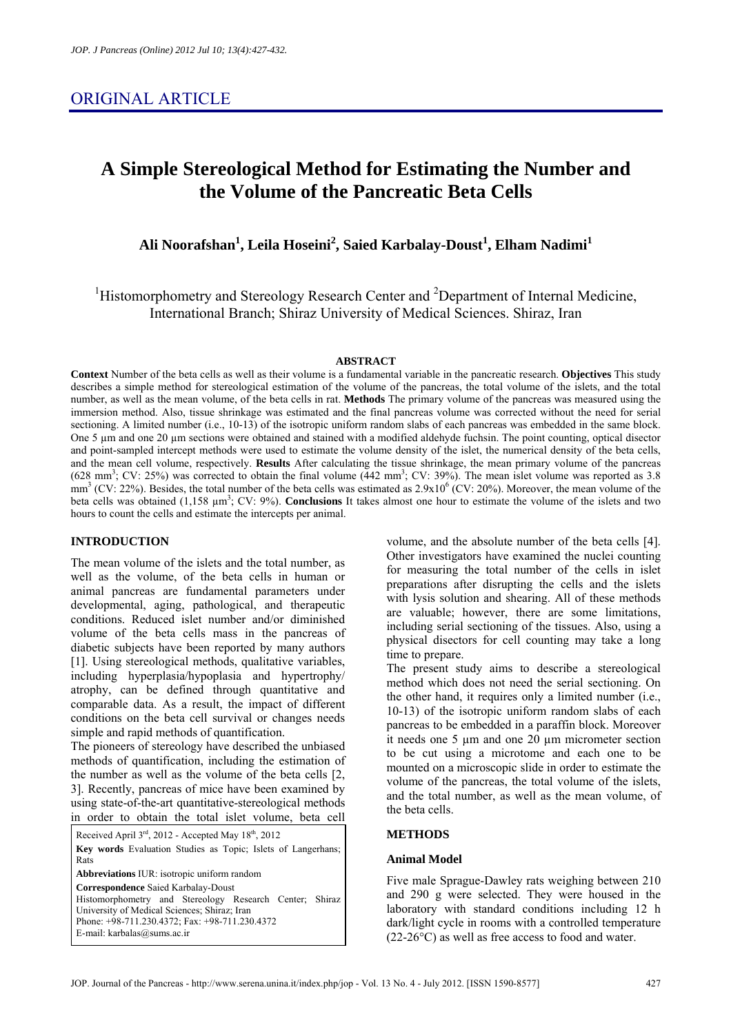ORIGINAL ARTICLE

# A Simple Stereological Method for Estimating the Number and the Volume of the Pancreatic Beta Cells

**Ali Noorafshan[1], Leila Hoseini[2], Saied Karbalay-Doust[1], Elham Nadimi[1]**

[1]Histomorphometry and Stereology Research Center and [2]Department of Internal Medicine, International Branch; Shiraz University of Medical Sciences. Shiraz, Iran

### ABSTRACT

**Context** Number of the beta cells as well as their volume is a fundamental variable in the pancreatic research. **Objectives** This study describes a simple method for stereological estimation of the volume of the pancreas, the total volume of the islets, and the total number, as well as the mean volume, of the beta cells in rat. **Methods** The primary volume of the pancreas was measured using the immersion method. Also, tissue shrinkage was estimated and the final pancreas volume was corrected without the need for serial sectioning. A limited number (i.e., 10-13) of the isotropic uniform random slabs of each pancreas was embedded in the same block. One 5 µm and one 20 µm sections were obtained and stained with a modified aldehyde fuchsin. The point counting, optical disector and point-sampled intercept methods were used to estimate the volume density of the islet, the numerical density of the beta cells, and the mean cell volume, respectively. **Results** After calculating the tissue shrinkage, the mean primary volume of the pancreas (628 mm$^3$; CV: 25%) was corrected to obtain the final volume (442 mm$^3$; CV: 39%). The mean islet volume was reported as 3.8 mm$^3$ (CV: 22%). Besides, the total number of the beta cells was estimated as 2.9x10$^6$ (CV: 20%). Moreover, the mean volume of the beta cells was obtained (1,158 µm$^3$; CV: 9%). **Conclusions** It takes almost one hour to estimate the volume of the islets and two hours to count the cells and estimate the intercepts per animal.

## INTRODUCTION

The mean volume of the islets and the total number, as well as the volume, of the beta cells in human or animal pancreas are fundamental parameters under developmental, aging, pathological, and therapeutic conditions. Reduced islet number and/or diminished volume of the beta cells mass in the pancreas of diabetic subjects have been reported by many authors [1]. Using stereological methods, qualitative variables, including hyperplasia/hypoplasia and hypertrophy/atrophy, can be defined through quantitative and comparable data. As a result, the impact of different conditions on the beta cell survival or changes needs simple and rapid methods of quantification.

The pioneers of stereology have described the unbiased methods of quantification, including the estimation of the number as well as the volume of the beta cells [2, 3]. Recently, pancreas of mice have been examined by using state-of-the-art quantitative-stereological methods in order to obtain the total islet volume, beta cell volume, and the absolute number of the beta cells [4]. Other investigators have examined the nuclei counting for measuring the total number of the cells in islet preparations after disrupting the cells and the islets with lysis solution and shearing. All of these methods are valuable; however, there are some limitations, including serial sectioning of the tissues. Also, using a physical disectors for cell counting may take a long time to prepare.

The present study aims to describe a stereological method which does not need the serial sectioning. On the other hand, it requires only a limited number (i.e., 10-13) of the isotropic uniform random slabs of each pancreas to be embedded in a paraffin block. Moreover it needs one 5 µm and one 20 µm micrometer section to be cut using a microtome and each one to be mounted on a microscopic slide in order to estimate the volume of the pancreas, the total volume of the islets, and the total number, as well as the mean volume, of the beta cells.

Received April 3rd, 2012 - Accepted May 18th, 2012

**Key words** Evaluation Studies as Topic; Islets of Langerhans; Rats

**Abbreviations** IUR: isotropic uniform random

**Correspondence** Saied Karbalay-Doust
Histomorphometry and Stereology Research Center; Shiraz University of Medical Sciences; Shiraz; Iran
Phone: +98-711.230.4372; Fax: +98-711.230.4372
E-mail: karbalas@sums.ac.ir

## METHODS

### Animal Model

Five male Sprague-Dawley rats weighing between 210 and 290 g were selected. They were housed in the laboratory with standard conditions including 12 h dark/light cycle in rooms with a controlled temperature (22-26°C) as well as free access to food and water.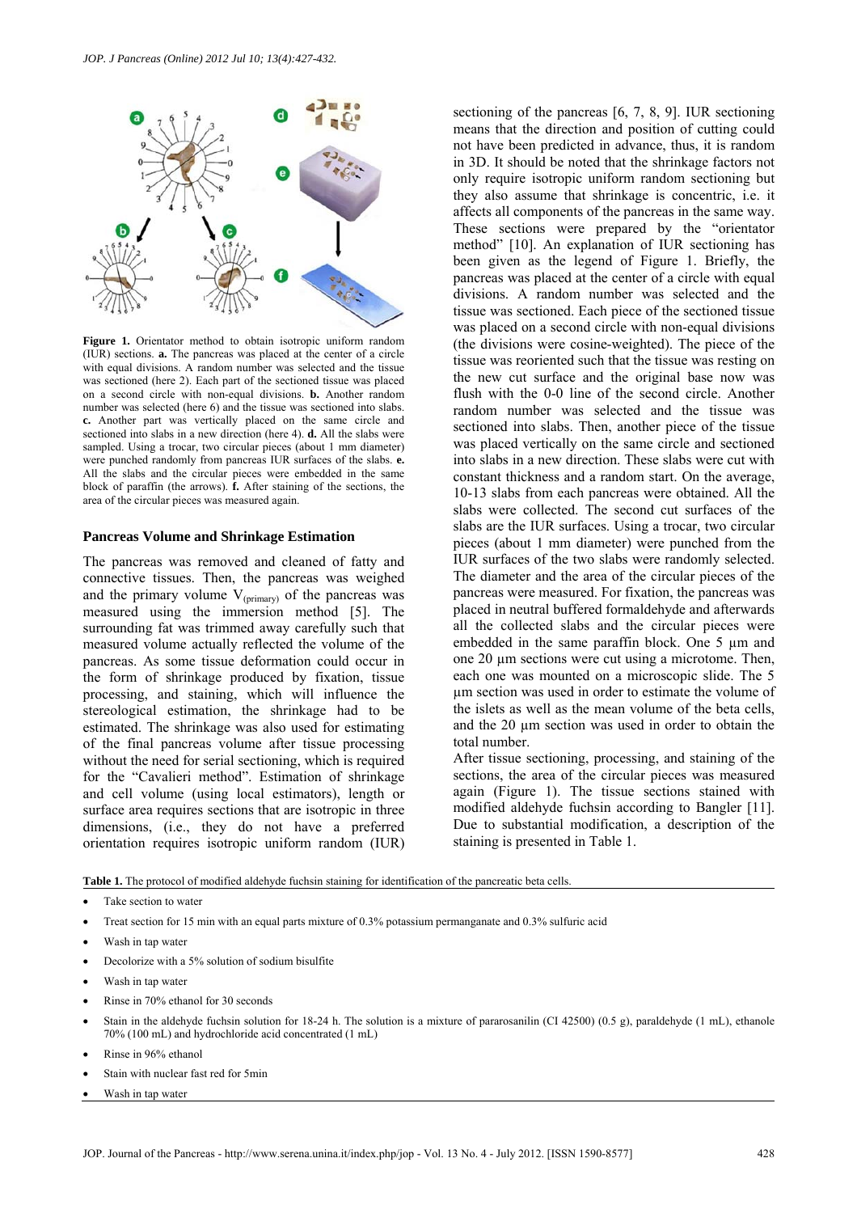**Figure 1.** Orientator method to obtain isotropic uniform random (IUR) sections. **a.** The pancreas was placed at the center of a circle with equal divisions. A random number was selected and the tissue was sectioned (here 2). Each part of the sectioned tissue was placed on a second circle with non-equal divisions. **b.** Another random number was selected (here 6) and the tissue was sectioned into slabs. **c.** Another part was vertically placed on the same circle and sectioned into slabs in a new direction (here 4). **d.** All the slabs were sampled. Using a trocar, two circular pieces (about 1 mm diameter) were punched randomly from pancreas IUR surfaces of the slabs. **e.** All the slabs and the circular pieces were embedded in the same block of paraffin (the arrows). **f.** After staining of the sections, the area of the circular pieces was measured again.

## Pancreas Volume and Shrinkage Estimation

The pancreas was removed and cleaned of fatty and connective tissues. Then, the pancreas was weighed and the primary volume $V_{(primary)}$ of the pancreas was measured using the immersion method [5]. The surrounding fat was trimmed away carefully such that measured volume actually reflected the volume of the pancreas. As some tissue deformation could occur in the form of shrinkage produced by fixation, tissue processing, and staining, which will influence the stereological estimation, the shrinkage had to be estimated. The shrinkage was also used for estimating of the final pancreas volume after tissue processing without the need for serial sectioning, which is required for the "Cavalieri method". Estimation of shrinkage and cell volume (using local estimators), length or surface area requires sections that are isotropic in three dimensions, (i.e., they do not have a preferred orientation requires isotropic uniform random (IUR) sectioning of the pancreas [6, 7, 8, 9]. IUR sectioning means that the direction and position of cutting could not have been predicted in advance, thus, it is random in 3D. It should be noted that the shrinkage factors not only require isotropic uniform random sectioning but they also assume that shrinkage is concentric, i.e. it affects all components of the pancreas in the same way. These sections were prepared by the "orientator method" [10]. An explanation of IUR sectioning has been given as the legend of Figure 1. Briefly, the pancreas was placed at the center of a circle with equal divisions. A random number was selected and the tissue was sectioned. Each piece of the sectioned tissue was placed on a second circle with non-equal divisions (the divisions were cosine-weighted). The piece of the tissue was reoriented such that the tissue was resting on the new cut surface and the original base now was flush with the 0-0 line of the second circle. Another random number was selected and the tissue was sectioned into slabs. Then, another piece of the tissue was placed vertically on the same circle and sectioned into slabs in a new direction. These slabs were cut with constant thickness and a random start. On the average, 10-13 slabs from each pancreas were obtained. All the slabs were collected. The second cut surfaces of the slabs are the IUR surfaces. Using a trocar, two circular pieces (about 1 mm diameter) were punched from the IUR surfaces of the two slabs were randomly selected. The diameter and the area of the circular pieces of the pancreas were measured. For fixation, the pancreas was placed in neutral buffered formaldehyde and afterwards all the collected slabs and the circular pieces were embedded in the same paraffin block. One 5 µm and one 20 µm sections were cut using a microtome. Then, each one was mounted on a microscopic slide. The 5 µm section was used in order to estimate the volume of the islets as well as the mean volume of the beta cells, and the 20 µm section was used in order to obtain the total number.

After tissue sectioning, processing, and staining of the sections, the area of the circular pieces was measured again (Figure 1). The tissue sections stained with modified aldehyde fuchsin according to Bangler [11]. Due to substantial modification, a description of the staining is presented in Table 1.

**Table 1.** The protocol of modified aldehyde fuchsin staining for identification of the pancreatic beta cells.

- Take section to water
- Treat section for 15 min with an equal parts mixture of 0.3% potassium permanganate and 0.3% sulfuric acid
- Wash in tap water
- Decolorize with a 5% solution of sodium bisulfite
- Wash in tap water
- Rinse in 70% ethanol for 30 seconds
- Stain in the aldehyde fuchsin solution for 18-24 h. The solution is a mixture of pararosanilin (CI 42500) (0.5 g), paraldehyde (1 mL), ethanole 70% (100 mL) and hydrochloride acid concentrated (1 mL)
- Rinse in 96% ethanol
- Stain with nuclear fast red for 5min
- Wash in tap water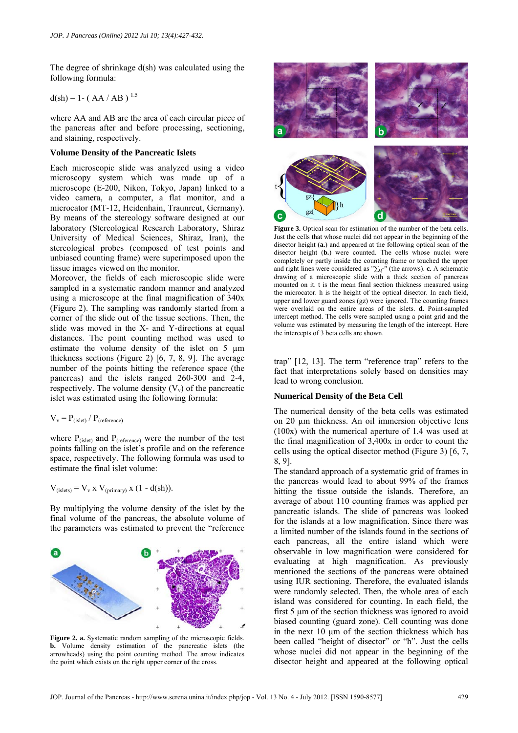The degree of shrinkage d(sh) was calculated using the following formula:

$$d(sh) = 1- ( AA / AB )^{1.5}$$

where AA and AB are the area of each circular piece of the pancreas after and before processing, sectioning, and staining, respectively.

### Volume Density of the Pancreatic Islets

Each microscopic slide was analyzed using a video microscopy system which was made up of a microscope (E-200, Nikon, Tokyo, Japan) linked to a video camera, a computer, a flat monitor, and a microcator (MT-12, Heidenhain, Traunreut, Germany). By means of the stereology software designed at our laboratory (Stereological Research Laboratory, Shiraz University of Medical Sciences, Shiraz, Iran), the stereological probes (composed of test points and unbiased counting frame) were superimposed upon the tissue images viewed on the monitor.

Moreover, the fields of each microscopic slide were sampled in a systematic random manner and analyzed using a microscope at the final magnification of 340x (Figure 2). The sampling was randomly started from a corner of the slide out of the tissue sections. Then, the slide was moved in the X- and Y-directions at equal distances. The point counting method was used to estimate the volume density of the islet on 5 µm thickness sections (Figure 2) [6, 7, 8, 9]. The average number of the points hitting the reference space (the pancreas) and the islets ranged 260-300 and 2-4, respectively. The volume density ($V_v$) of the pancreatic islet was estimated using the following formula:

$$V_v = P_{(islet)} / P_{(reference)}$$

where $P_{(islet)}$ and $P_{(reference)}$ were the number of the test points falling on the islet's profile and on the reference space, respectively. The following formula was used to estimate the final islet volume:

$$V_{(islets)} = V_v \times V_{(primary)} \times (1 - d(sh)).$$

By multiplying the volume density of the islet by the final volume of the pancreas, the absolute volume of the parameters was estimated to prevent the "reference trap" [12, 13]. The term "reference trap" refers to the fact that interpretations solely based on densities may lead to wrong conclusion.

**Figure 2. a.** Systematic random sampling of the microscopic fields. **b.** Volume density estimation of the pancreatic islets (the arrowheads) using the point counting method. The arrow indicates the point which exists on the right upper corner of the cross.

**Figure 3.** Optical scan for estimation of the number of the beta cells. Just the cells that whose nuclei did not appear in the beginning of the disector height (**a.**) and appeared at the following optical scan of the disector height (**b.**) were counted. The cells whose nuclei were completely or partly inside the counting frame or touched the upper and right lines were considered as "$\sum_{Q^-}$" (the arrows). **c.** A schematic drawing of a microscopic slide with a thick section of pancreas mounted on it. t is the mean final section thickness measured using the microcator. h is the height of the optical disector. In each field, upper and lower guard zones (gz) were ignored. The counting frames were overlaid on the entire areas of the islets. **d.** Point-sampled intercept method. The cells were sampled using a point grid and the volume was estimated by measuring the length of the intercept. Here the intercepts of 3 beta cells are shown.

### Numerical Density of the Beta Cell

The numerical density of the beta cells was estimated on 20 µm thickness. An oil immersion objective lens (100x) with the numerical aperture of 1.4 was used at the final magnification of 3,400x in order to count the cells using the optical disector method (Figure 3) [6, 7, 8, 9].

The standard approach of a systematic grid of frames in the pancreas would lead to about 99% of the frames hitting the tissue outside the islands. Therefore, an average of about 110 counting frames was applied per pancreatic islands. The slide of pancreas was looked for the islands at a low magnification. Since there was a limited number of the islands found in the sections of each pancreas, all the entire island which were observable in low magnification were considered for evaluating at high magnification. As previously mentioned the sections of the pancreas were obtained using IUR sectioning. Therefore, the evaluated islands were randomly selected. Then, the whole area of each island was considered for counting. In each field, the first 5 µm of the section thickness was ignored to avoid biased counting (guard zone). Cell counting was done in the next 10 µm of the section thickness which has been called "height of disector" or "h". Just the cells whose nuclei did not appear in the beginning of the disector height and appeared at the following optical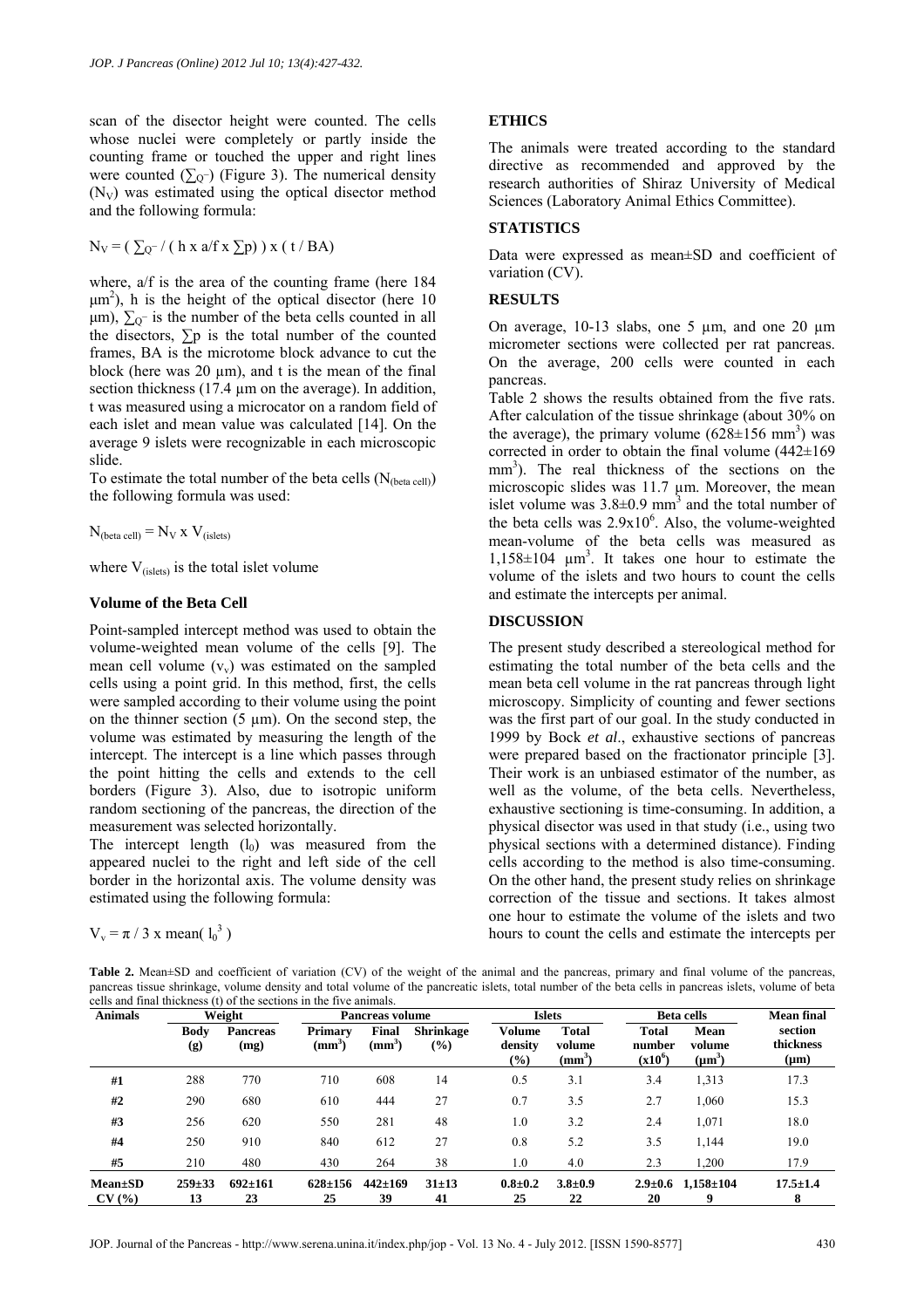scan of the disector height were counted. The cells whose nuclei were completely or partly inside the counting frame or touched the upper and right lines were counted ($\sum_{Q^-}$) (Figure 3). The numerical density ($N_V$) was estimated using the optical disector method and the following formula:

$$N_V = ( \sum_{Q^-} / ( h \times a/f \times \sum p) ) \times ( t / BA)$$

where, a/f is the area of the counting frame (here 184 $\mu m^2$), h is the height of the optical disector (here 10 µm), $\sum_{Q^-}$ is the number of the beta cells counted in all the disectors, $\sum p$ is the total number of the counted frames, BA is the microtome block advance to cut the block (here was 20 µm), and t is the mean of the final section thickness (17.4 µm on the average). In addition, t was measured using a microcator on a random field of each islet and mean value was calculated [14]. On the average 9 islets were recognizable in each microscopic slide.

To estimate the total number of the beta cells ($N_{(beta\ cell)}$) the following formula was used:

$$N_{(beta\ cell)} = N_V \times V_{(islets)}$$

where $V_{(islets)}$ is the total islet volume

### Volume of the Beta Cell

Point-sampled intercept method was used to obtain the volume-weighted mean volume of the cells [9]. The mean cell volume ($v_v$) was estimated on the sampled cells using a point grid. In this method, first, the cells were sampled according to their volume using the point on the thinner section (5 µm). On the second step, the volume was estimated by measuring the length of the intercept. The intercept is a line which passes through the point hitting the cells and extends to the cell borders (Figure 3). Also, due to isotropic uniform random sectioning of the pancreas, the direction of the measurement was selected horizontally.

The intercept length ($l_0$) was measured from the appeared nuclei to the right and left side of the cell border in the horizontal axis. The volume density was estimated using the following formula:

$$V_v = \pi / 3 \times \text{mean}( l_0^3 )$$

### ETHICS

The animals were treated according to the standard directive as recommended and approved by the research authorities of Shiraz University of Medical Sciences (Laboratory Animal Ethics Committee).

### STATISTICS

Data were expressed as mean±SD and coefficient of variation (CV).

### RESULTS

On average, 10-13 slabs, one 5 µm, and one 20 µm micrometer sections were collected per rat pancreas. On the average, 200 cells were counted in each pancreas.

Table 2 shows the results obtained from the five rats. After calculation of the tissue shrinkage (about 30% on the average), the primary volume (628±156 $mm^3$) was corrected in order to obtain the final volume (442±169 $mm^3$). The real thickness of the sections on the microscopic slides was 11.7 µm. Moreover, the mean islet volume was 3.8±0.9 $mm^3$ and the total number of the beta cells was $2.9 \times 10^6$. Also, the volume-weighted mean-volume of the beta cells was measured as 1,158±104 $\mu m^3$. It takes one hour to estimate the volume of the islets and two hours to count the cells and estimate the intercepts per animal.

### DISCUSSION

The present study described a stereological method for estimating the total number of the beta cells and the mean beta cell volume in the rat pancreas through light microscopy. Simplicity of counting and fewer sections was the first part of our goal. In the study conducted in 1999 by Bock *et al*., exhaustive sections of pancreas were prepared based on the fractionator principle [3]. Their work is an unbiased estimator of the number, as well as the volume, of the beta cells. Nevertheless, exhaustive sectioning is time-consuming. In addition, a physical disector was used in that study (i.e., using two physical sections with a determined distance). Finding cells according to the method is also time-consuming. On the other hand, the present study relies on shrinkage correction of the tissue and sections. It takes almost one hour to estimate the volume of the islets and two hours to count the cells and estimate the intercepts per

**Table 2.** Mean±SD and coefficient of variation (CV) of the weight of the animal and the pancreas, primary and final volume of the pancreas, pancreas tissue shrinkage, volume density and total volume of the pancreatic islets, total number of the beta cells in pancreas islets, volume of beta cells and final thickness (t) of the sections in the five animals.

| Animals | Weight | | Pancreas volume | | | Islets | | Beta cells | | Mean final section thickness (µm) |
|---|---|---|---|---|---|---|---|---|---|---|
| | Body (g) | Pancreas (mg) | Primary ($mm^3$) | Final ($mm^3$) | Shrinkage (%) | Volume density (%) | Total volume ($mm^3$) | Total number ($\times 10^6$) | Mean volume ($\mu m^3$) | |
| #1 | 288 | 770 | 710 | 608 | 14 | 0.5 | 3.1 | 3.4 | 1,313 | 17.3 |
| #2 | 290 | 680 | 610 | 444 | 27 | 0.7 | 3.5 | 2.7 | 1,060 | 15.3 |
| #3 | 256 | 620 | 550 | 281 | 48 | 1.0 | 3.2 | 2.4 | 1,071 | 18.0 |
| #4 | 250 | 910 | 840 | 612 | 27 | 0.8 | 5.2 | 3.5 | 1,144 | 19.0 |
| #5 | 210 | 480 | 430 | 264 | 38 | 1.0 | 4.0 | 2.3 | 1,200 | 17.9 |
| **Mean±SD** | **259±33** | **692±161** | **628±156** | **442±169** | **31±13** | **0.8±0.2** | **3.8±0.9** | **2.9±0.6** | **1,158±104** | **17.5±1.4** |
| **CV (%)** | **13** | **23** | **25** | **39** | **41** | **25** | **22** | **20** | **9** | **8** |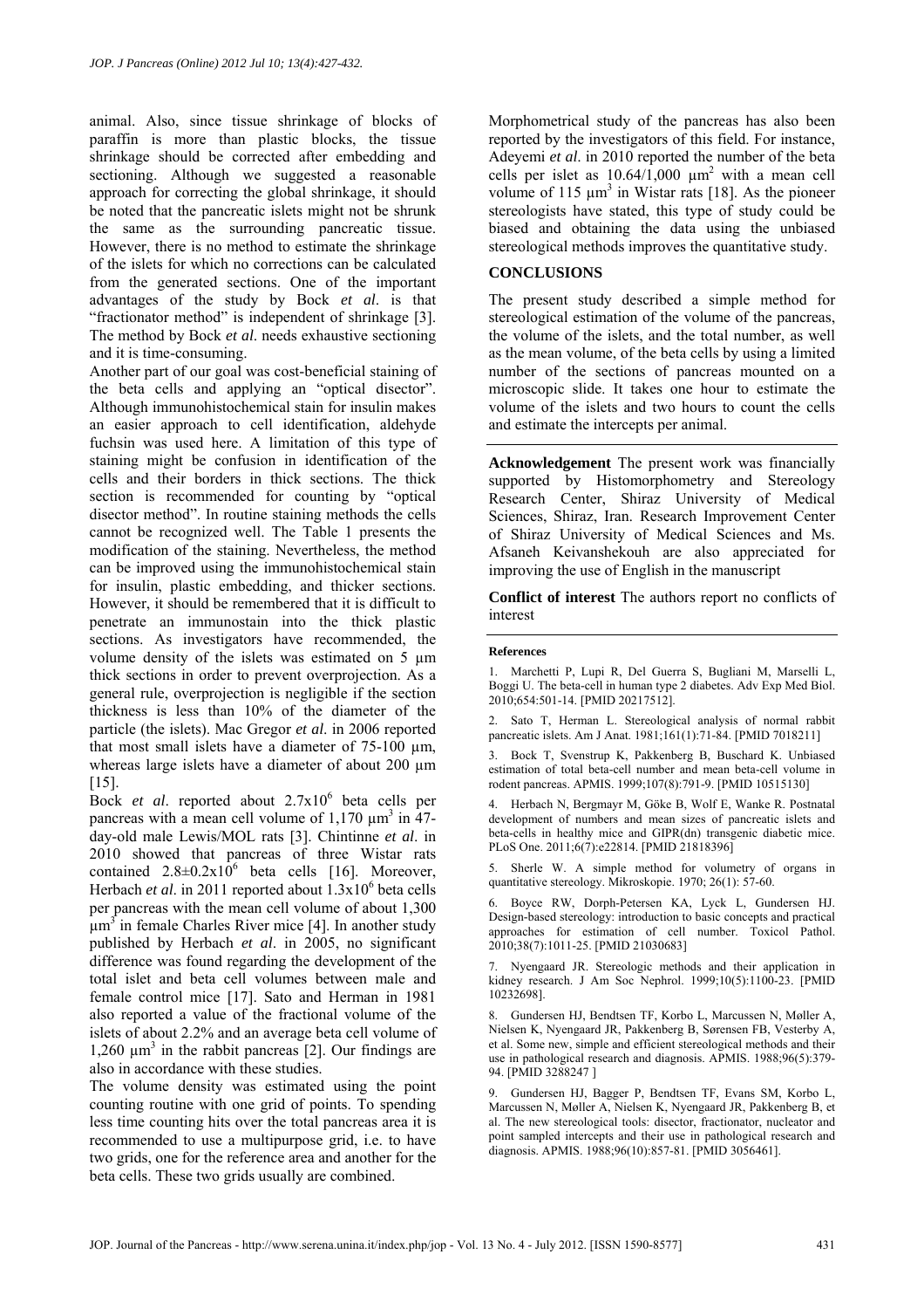animal. Also, since tissue shrinkage of blocks of paraffin is more than plastic blocks, the tissue shrinkage should be corrected after embedding and sectioning. Although we suggested a reasonable approach for correcting the global shrinkage, it should be noted that the pancreatic islets might not be shrunk the same as the surrounding pancreatic tissue. However, there is no method to estimate the shrinkage of the islets for which no corrections can be calculated from the generated sections. One of the important advantages of the study by Bock *et al*. is that "fractionator method" is independent of shrinkage [3]. The method by Bock *et al*. needs exhaustive sectioning and it is time-consuming.

Another part of our goal was cost-beneficial staining of the beta cells and applying an "optical disector". Although immunohistochemical stain for insulin makes an easier approach to cell identification, aldehyde fuchsin was used here. A limitation of this type of staining might be confusion in identification of the cells and their borders in thick sections. The thick section is recommended for counting by "optical disector method". In routine staining methods the cells cannot be recognized well. The Table 1 presents the modification of the staining. Nevertheless, the method can be improved using the immunohistochemical stain for insulin, plastic embedding, and thicker sections. However, it should be remembered that it is difficult to penetrate an immunostain into the thick plastic sections. As investigators have recommended, the volume density of the islets was estimated on 5 µm thick sections in order to prevent overprojection. As a general rule, overprojection is negligible if the section thickness is less than 10% of the diameter of the particle (the islets). Mac Gregor *et al*. in 2006 reported that most small islets have a diameter of 75-100 µm, whereas large islets have a diameter of about 200 µm [15].

Bock *et al*. reported about $2.7 \times 10^6$ beta cells per pancreas with a mean cell volume of 1,170 $\mu m^3$ in 47-day-old male Lewis/MOL rats [3]. Chintinne *et al*. in 2010 showed that pancreas of three Wistar rats contained $2.8 \pm 0.2 \times 10^6$ beta cells [16]. Moreover, Herbach *et al*. in 2011 reported about $1.3 \times 10^6$ beta cells per pancreas with the mean cell volume of about 1,300 $\mu m^3$ in female Charles River mice [4]. In another study published by Herbach *et al*. in 2005, no significant difference was found regarding the development of the total islet and beta cell volumes between male and female control mice [17]. Sato and Herman in 1981 also reported a value of the fractional volume of the islets of about 2.2% and an average beta cell volume of 1,260 $\mu m^3$ in the rabbit pancreas [2]. Our findings are also in accordance with these studies.

The volume density was estimated using the point counting routine with one grid of points. To spending less time counting hits over the total pancreas area it is recommended to use a multipurpose grid, i.e. to have two grids, one for the reference area and another for the beta cells. These two grids usually are combined.

Morphometrical study of the pancreas has also been reported by the investigators of this field. For instance, Adeyemi *et al*. in 2010 reported the number of the beta cells per islet as 10.64/1,000 $\mu m^2$ with a mean cell volume of 115 $\mu m^3$ in Wistar rats [18]. As the pioneer stereologists have stated, this type of study could be biased and obtaining the data using the unbiased stereological methods improves the quantitative study.

## CONCLUSIONS

The present study described a simple method for stereological estimation of the volume of the pancreas, the volume of the islets, and the total number, as well as the mean volume, of the beta cells by using a limited number of the sections of pancreas mounted on a microscopic slide. It takes one hour to estimate the volume of the islets and two hours to count the cells and estimate the intercepts per animal.

**Acknowledgement** The present work was financially supported by Histomorphometry and Stereology Research Center, Shiraz University of Medical Sciences, Shiraz, Iran. Research Improvement Center of Shiraz University of Medical Sciences and Ms. Afsaneh Keivanshekouh are also appreciated for improving the use of English in the manuscript

**Conflict of interest** The authors report no conflicts of interest

#### References

1. Marchetti P, Lupi R, Del Guerra S, Bugliani M, Marselli L, Boggi U. The beta-cell in human type 2 diabetes. Adv Exp Med Biol. 2010;654:501-14. [PMID 20217512].

2. Sato T, Herman L. Stereological analysis of normal rabbit pancreatic islets. Am J Anat. 1981;161(1):71-84. [PMID 7018211]

3. Bock T, Svenstrup K, Pakkenberg B, Buschard K. Unbiased estimation of total beta-cell number and mean beta-cell volume in rodent pancreas. APMIS. 1999;107(8):791-9. [PMID 10515130]

4. Herbach N, Bergmayr M, Göke B, Wolf E, Wanke R. Postnatal development of numbers and mean sizes of pancreatic islets and beta-cells in healthy mice and GIPR(dn) transgenic diabetic mice. PLoS One. 2011;6(7):e22814. [PMID 21818396]

5. Sherle W. A simple method for volumetry of organs in quantitative stereology. Mikroskopie. 1970; 26(1): 57-60.

6. Boyce RW, Dorph-Petersen KA, Lyck L, Gundersen HJ. Design-based stereology: introduction to basic concepts and practical approaches for estimation of cell number. Toxicol Pathol. 2010;38(7):1011-25. [PMID 21030683]

7. Nyengaard JR. Stereologic methods and their application in kidney research. J Am Soc Nephrol. 1999;10(5):1100-23. [PMID 10232698].

8. Gundersen HJ, Bendtsen TF, Korbo L, Marcussen N, Møller A, Nielsen K, Nyengaard JR, Pakkenberg B, Sørensen FB, Vesterby A, et al. Some new, simple and efficient stereological methods and their use in pathological research and diagnosis. APMIS. 1988;96(5):379-94. [PMID 3288247 ]

9. Gundersen HJ, Bagger P, Bendtsen TF, Evans SM, Korbo L, Marcussen N, Møller A, Nielsen K, Nyengaard JR, Pakkenberg B, et al. The new stereological tools: disector, fractionator, nucleator and point sampled intercepts and their use in pathological research and diagnosis. APMIS. 1988;96(10):857-81. [PMID 3056461].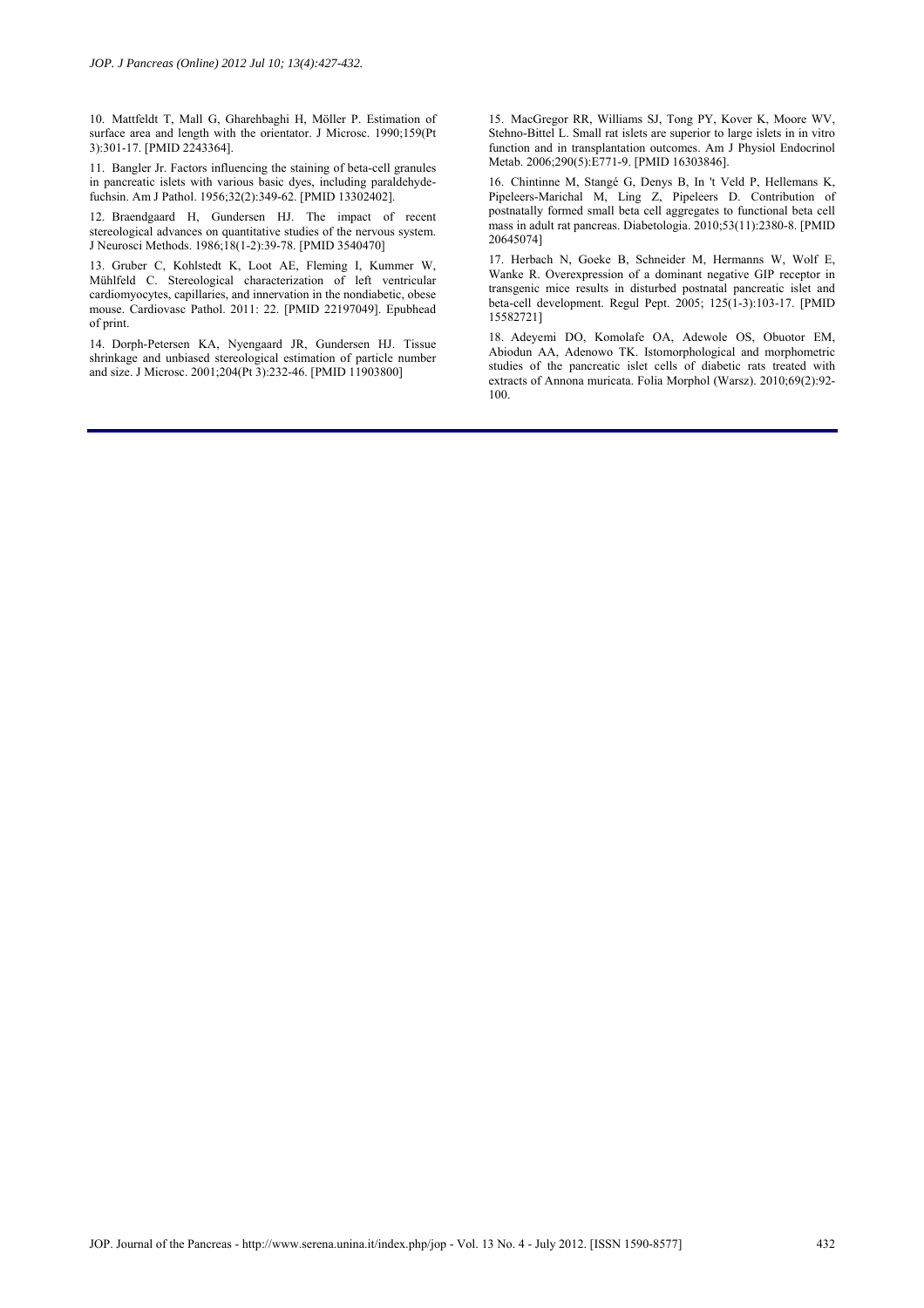10. Mattfeldt T, Mall G, Gharehbaghi H, Möller P. Estimation of surface area and length with the orientator. J Microsc. 1990;159(Pt 3):301-17. [PMID 2243364].

11. Bangler Jr. Factors influencing the staining of beta-cell granules in pancreatic islets with various basic dyes, including paraldehyde-fuchsin. Am J Pathol. 1956;32(2):349-62. [PMID 13302402].

12. Braendgaard H, Gundersen HJ. The impact of recent stereological advances on quantitative studies of the nervous system. J Neurosci Methods. 1986;18(1-2):39-78. [PMID 3540470]

13. Gruber C, Kohlstedt K, Loot AE, Fleming I, Kummer W, Mühlfeld C. Stereological characterization of left ventricular cardiomyocytes, capillaries, and innervation in the nondiabetic, obese mouse. Cardiovasc Pathol. 2011: 22. [PMID 22197049]. Epubhead of print.

14. Dorph-Petersen KA, Nyengaard JR, Gundersen HJ. Tissue shrinkage and unbiased stereological estimation of particle number and size. J Microsc. 2001;204(Pt 3):232-46. [PMID 11903800]

15. MacGregor RR, Williams SJ, Tong PY, Kover K, Moore WV, Stehno-Bittel L. Small rat islets are superior to large islets in in vitro function and in transplantation outcomes. Am J Physiol Endocrinol Metab. 2006;290(5):E771-9. [PMID 16303846].

16. Chintinne M, Stangé G, Denys B, In 't Veld P, Hellemans K, Pipeleers-Marichal M, Ling Z, Pipeleers D. Contribution of postnatally formed small beta cell aggregates to functional beta cell mass in adult rat pancreas. Diabetologia. 2010;53(11):2380-8. [PMID 20645074]

17. Herbach N, Goeke B, Schneider M, Hermanns W, Wolf E, Wanke R. Overexpression of a dominant negative GIP receptor in transgenic mice results in disturbed postnatal pancreatic islet and beta-cell development. Regul Pept. 2005; 125(1-3):103-17. [PMID 15582721]

18. Adeyemi DO, Komolafe OA, Adewole OS, Obuotor EM, Abiodun AA, Adenowo TK. Istomorphological and morphometric studies of the pancreatic islet cells of diabetic rats treated with extracts of Annona muricata. Folia Morphol (Warsz). 2010;69(2):92-100.